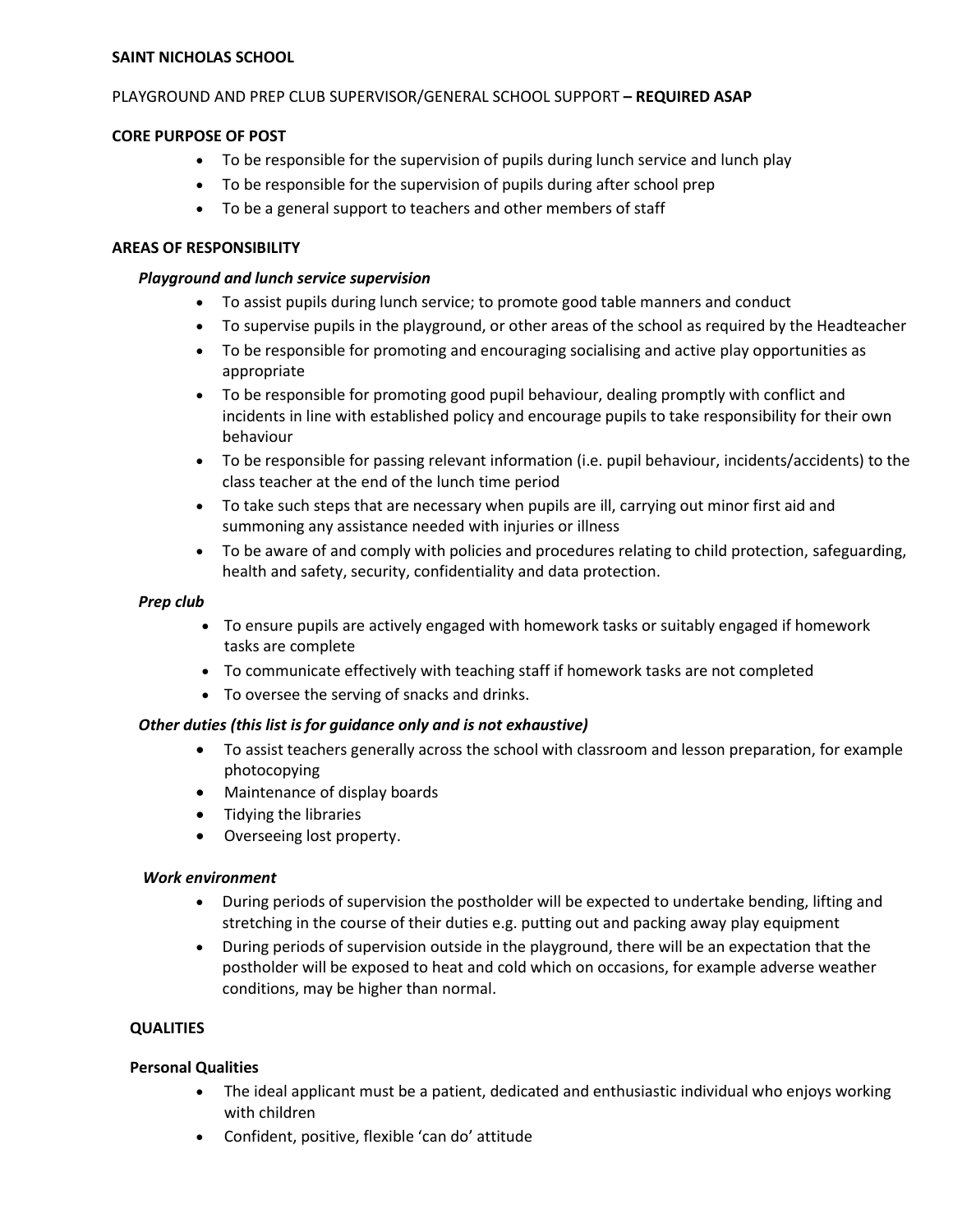**SAINT NICHOLAS SCHOOL**

PLAYGROUND AND PREP CLUB SUPERVISOR/GENERAL SCHOOL SUPPORT **– REQUIRED ASAP**

**CORE PURPOSE OF POST**

- To be responsible for the supervision of pupils during lunch service and lunch play
- To be responsible for the supervision of pupils during after school prep
- To be a general support to teachers and other members of staff

**AREAS OF RESPONSIBILITY**

***Playground and lunch service supervision***

- To assist pupils during lunch service; to promote good table manners and conduct
- To supervise pupils in the playground, or other areas of the school as required by the Headteacher
- To be responsible for promoting and encouraging socialising and active play opportunities as appropriate
- To be responsible for promoting good pupil behaviour, dealing promptly with conflict and incidents in line with established policy and encourage pupils to take responsibility for their own behaviour
- To be responsible for passing relevant information (i.e. pupil behaviour, incidents/accidents) to the class teacher at the end of the lunch time period
- To take such steps that are necessary when pupils are ill, carrying out minor first aid and summoning any assistance needed with injuries or illness
- To be aware of and comply with policies and procedures relating to child protection, safeguarding, health and safety, security, confidentiality and data protection.

***Prep club***

- To ensure pupils are actively engaged with homework tasks or suitably engaged if homework tasks are complete
- To communicate effectively with teaching staff if homework tasks are not completed
- To oversee the serving of snacks and drinks.

***Other duties (this list is for guidance only and is not exhaustive)***

- To assist teachers generally across the school with classroom and lesson preparation, for example photocopying
- Maintenance of display boards
- Tidying the libraries
- Overseeing lost property.

***Work environment***

- During periods of supervision the postholder will be expected to undertake bending, lifting and stretching in the course of their duties e.g. putting out and packing away play equipment
- During periods of supervision outside in the playground, there will be an expectation that the postholder will be exposed to heat and cold which on occasions, for example adverse weather conditions, may be higher than normal.

**QUALITIES**

**Personal Qualities**

- The ideal applicant must be a patient, dedicated and enthusiastic individual who enjoys working with children
- Confident, positive, flexible 'can do' attitude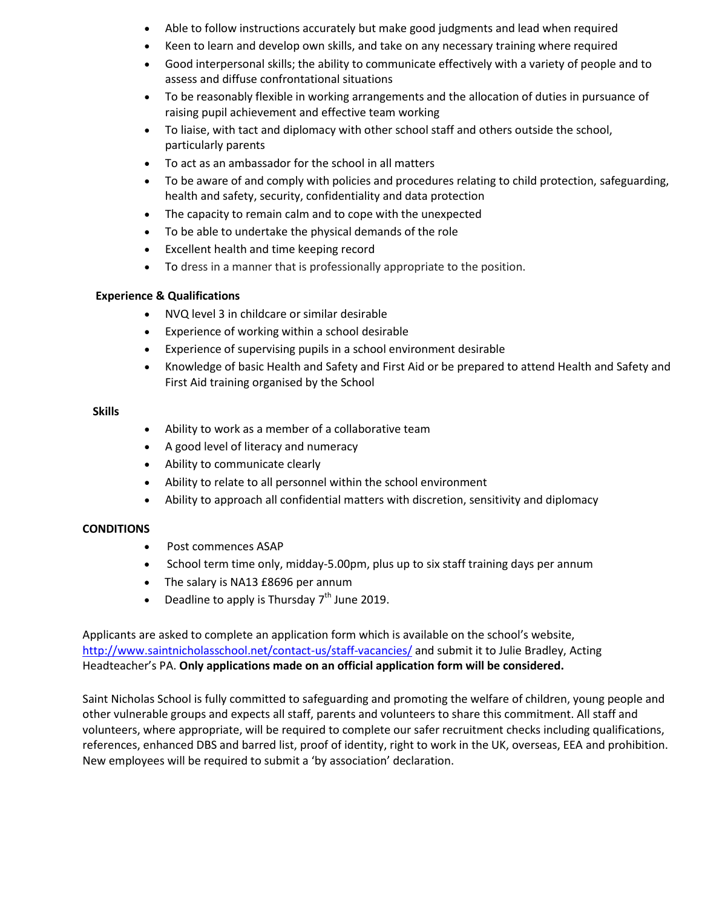- Able to follow instructions accurately but make good judgments and lead when required
- Keen to learn and develop own skills, and take on any necessary training where required
- Good interpersonal skills; the ability to communicate effectively with a variety of people and to assess and diffuse confrontational situations
- To be reasonably flexible in working arrangements and the allocation of duties in pursuance of raising pupil achievement and effective team working
- To liaise, with tact and diplomacy with other school staff and others outside the school, particularly parents
- To act as an ambassador for the school in all matters
- To be aware of and comply with policies and procedures relating to child protection, safeguarding, health and safety, security, confidentiality and data protection
- The capacity to remain calm and to cope with the unexpected
- To be able to undertake the physical demands of the role
- Excellent health and time keeping record
- To dress in a manner that is professionally appropriate to the position.

**Experience & Qualifications**

- NVQ level 3 in childcare or similar desirable
- Experience of working within a school desirable
- Experience of supervising pupils in a school environment desirable
- Knowledge of basic Health and Safety and First Aid or be prepared to attend Health and Safety and First Aid training organised by the School

**Skills**

- Ability to work as a member of a collaborative team
- A good level of literacy and numeracy
- Ability to communicate clearly
- Ability to relate to all personnel within the school environment
- Ability to approach all confidential matters with discretion, sensitivity and diplomacy

**CONDITIONS**

- Post commences ASAP
- School term time only, midday-5.00pm, plus up to six staff training days per annum
- The salary is NA13 £8696 per annum
- Deadline to apply is Thursday 7th June 2019.

Applicants are asked to complete an application form which is available on the school's website, http://www.saintnicholasschool.net/contact-us/staff-vacancies/ and submit it to Julie Bradley, Acting Headteacher's PA. **Only applications made on an official application form will be considered.**

Saint Nicholas School is fully committed to safeguarding and promoting the welfare of children, young people and other vulnerable groups and expects all staff, parents and volunteers to share this commitment. All staff and volunteers, where appropriate, will be required to complete our safer recruitment checks including qualifications, references, enhanced DBS and barred list, proof of identity, right to work in the UK, overseas, EEA and prohibition. New employees will be required to submit a 'by association' declaration.